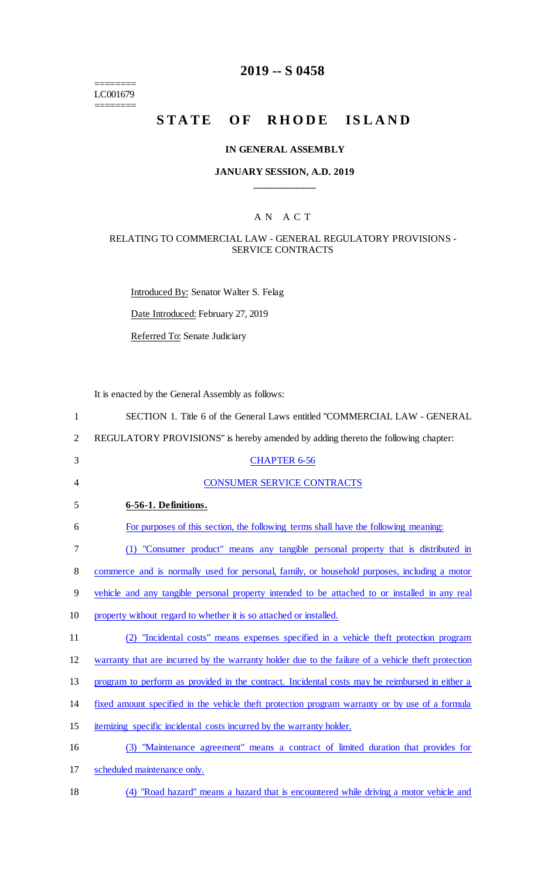========
LC001679
========

# 2019 -- S 0458

# STATE OF RHODE ISLAND

## IN GENERAL ASSEMBLY

### JANUARY SESSION, A.D. 2019

____________

A N A C T

RELATING TO COMMERCIAL LAW - GENERAL REGULATORY PROVISIONS - SERVICE CONTRACTS

Introduced By: Senator Walter S. Felag

Date Introduced: February 27, 2019

Referred To: Senate Judiciary

It is enacted by the General Assembly as follows:

1 SECTION 1. Title 6 of the General Laws entitled "COMMERCIAL LAW - GENERAL
2 REGULATORY PROVISIONS" is hereby amended by adding thereto the following chapter:

3 CHAPTER 6-56

4 CONSUMER SERVICE CONTRACTS

5 **6-56-1. Definitions.**

6 For purposes of this section, the following terms shall have the following meaning:

7 (1) "Consumer product" means any tangible personal property that is distributed in
8 commerce and is normally used for personal, family, or household purposes, including a motor
9 vehicle and any tangible personal property intended to be attached to or installed in any real
10 property without regard to whether it is so attached or installed.

11 (2) "Incidental costs" means expenses specified in a vehicle theft protection program
12 warranty that are incurred by the warranty holder due to the failure of a vehicle theft protection
13 program to perform as provided in the contract. Incidental costs may be reimbursed in either a
14 fixed amount specified in the vehicle theft protection program warranty or by use of a formula
15 itemizing specific incidental costs incurred by the warranty holder.

16 (3) "Maintenance agreement" means a contract of limited duration that provides for
17 scheduled maintenance only.

18 (4) "Road hazard" means a hazard that is encountered while driving a motor vehicle and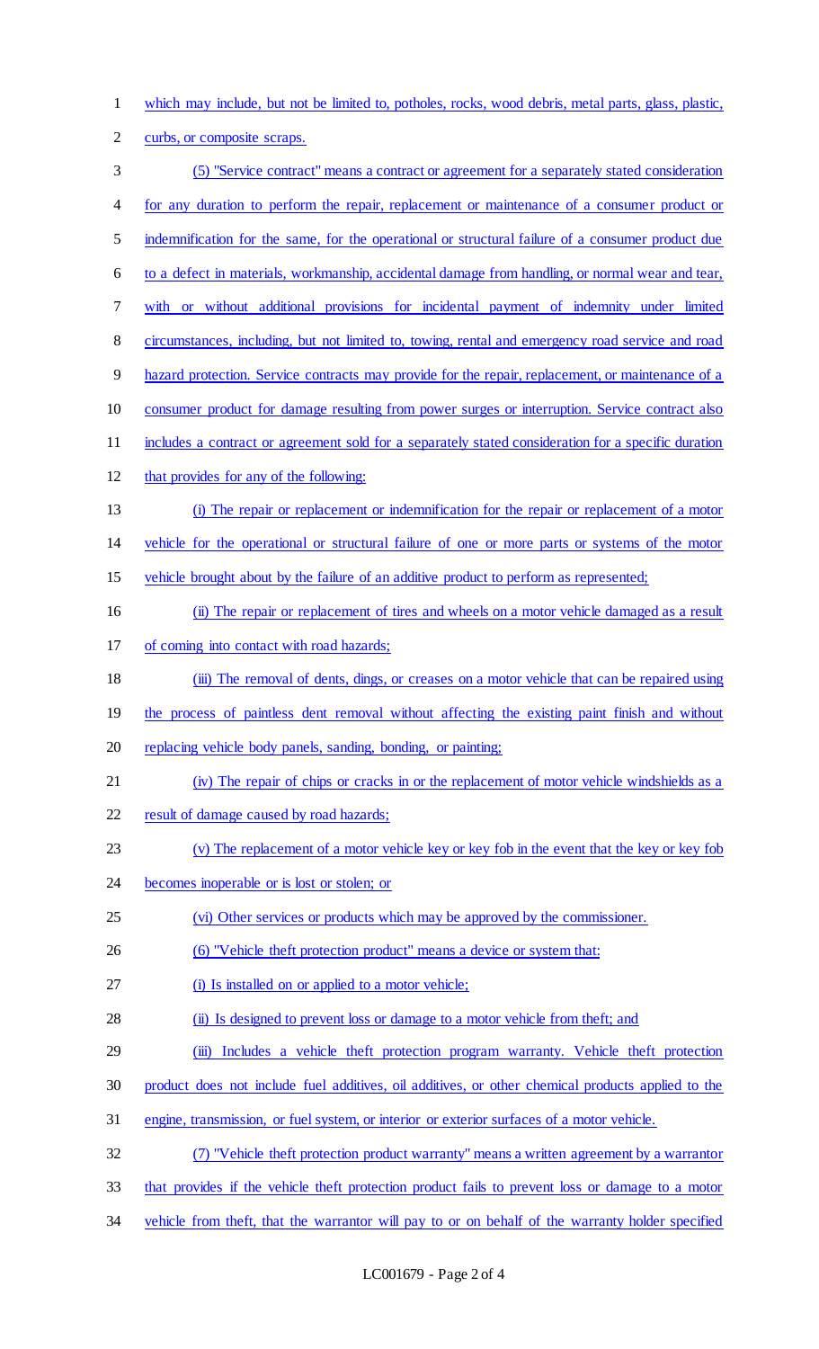which may include, but not be limited to, potholes, rocks, wood debris, metal parts, glass, plastic, curbs, or composite scraps.

(5) "Service contract" means a contract or agreement for a separately stated consideration for any duration to perform the repair, replacement or maintenance of a consumer product or indemnification for the same, for the operational or structural failure of a consumer product due to a defect in materials, workmanship, accidental damage from handling, or normal wear and tear, with or without additional provisions for incidental payment of indemnity under limited circumstances, including, but not limited to, towing, rental and emergency road service and road hazard protection. Service contracts may provide for the repair, replacement, or maintenance of a consumer product for damage resulting from power surges or interruption. Service contract also includes a contract or agreement sold for a separately stated consideration for a specific duration that provides for any of the following:

(i) The repair or replacement or indemnification for the repair or replacement of a motor vehicle for the operational or structural failure of one or more parts or systems of the motor vehicle brought about by the failure of an additive product to perform as represented;

(ii) The repair or replacement of tires and wheels on a motor vehicle damaged as a result of coming into contact with road hazards;

(iii) The removal of dents, dings, or creases on a motor vehicle that can be repaired using the process of paintless dent removal without affecting the existing paint finish and without replacing vehicle body panels, sanding, bonding, or painting;

(iv) The repair of chips or cracks in or the replacement of motor vehicle windshields as a result of damage caused by road hazards;

(v) The replacement of a motor vehicle key or key fob in the event that the key or key fob becomes inoperable or is lost or stolen; or

(vi) Other services or products which may be approved by the commissioner.

(6) "Vehicle theft protection product" means a device or system that:

(i) Is installed on or applied to a motor vehicle;

(ii) Is designed to prevent loss or damage to a motor vehicle from theft; and

(iii) Includes a vehicle theft protection program warranty. Vehicle theft protection product does not include fuel additives, oil additives, or other chemical products applied to the engine, transmission, or fuel system, or interior or exterior surfaces of a motor vehicle.

(7) "Vehicle theft protection product warranty" means a written agreement by a warrantor that provides if the vehicle theft protection product fails to prevent loss or damage to a motor vehicle from theft, that the warrantor will pay to or on behalf of the warranty holder specified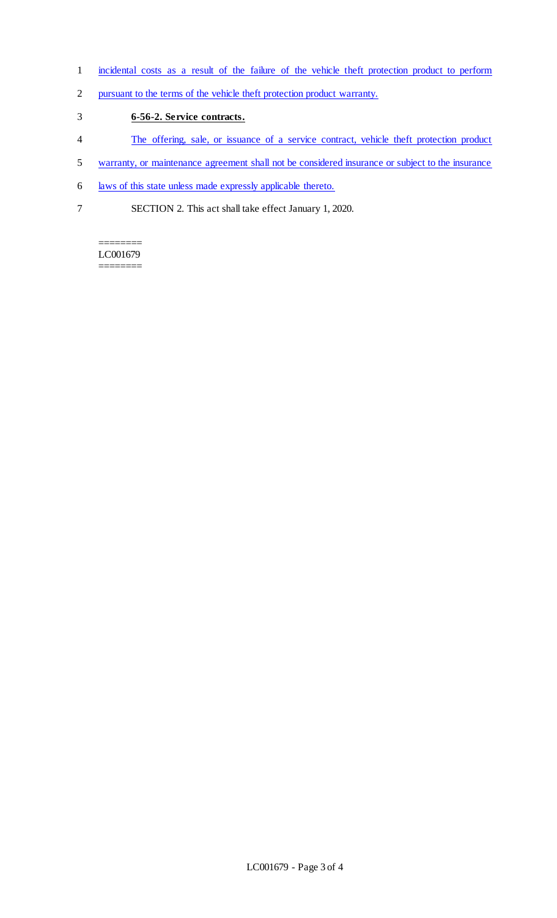incidental costs as a result of the failure of the vehicle theft protection product to perform pursuant to the terms of the vehicle theft protection product warranty.

**6-56-2. Service contracts.**

The offering, sale, or issuance of a service contract, vehicle theft protection product warranty, or maintenance agreement shall not be considered insurance or subject to the insurance laws of this state unless made expressly applicable thereto.

SECTION 2. This act shall take effect January 1, 2020.

========
LC001679
========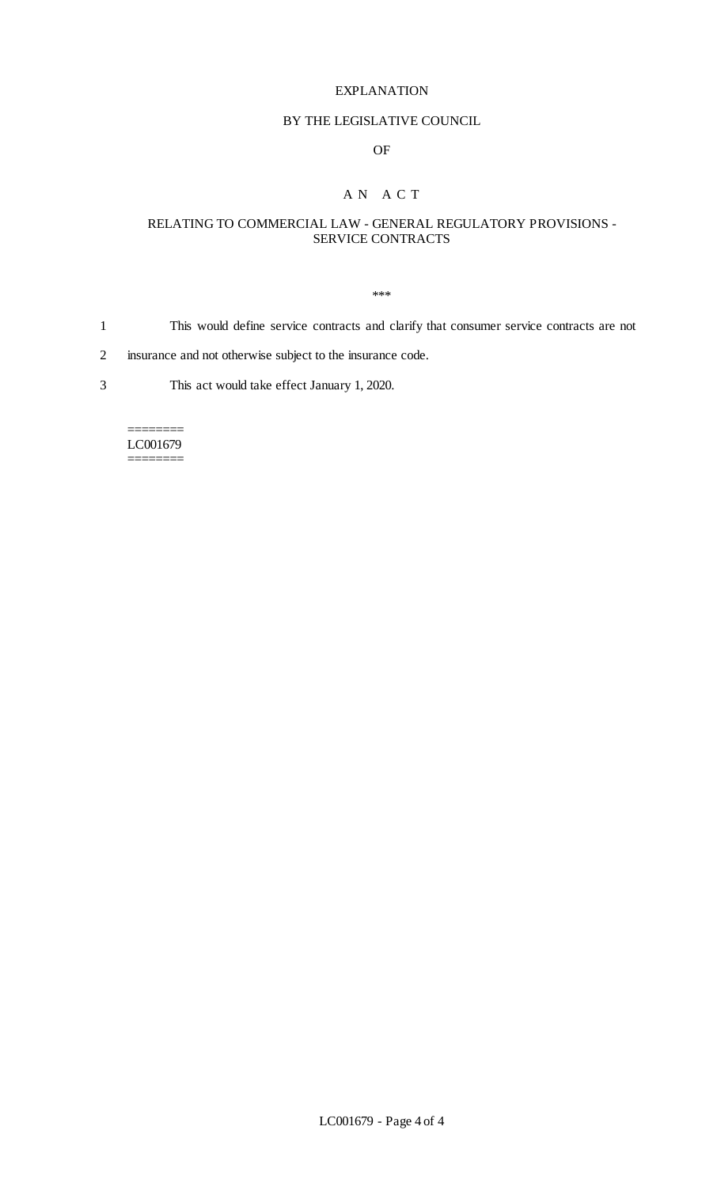EXPLANATION

BY THE LEGISLATIVE COUNCIL

OF

A N A C T

RELATING TO COMMERCIAL LAW - GENERAL REGULATORY PROVISIONS - SERVICE CONTRACTS

***

1 This would define service contracts and clarify that consumer service contracts are not

2 insurance and not otherwise subject to the insurance code.

3 This act would take effect January 1, 2020.

========
LC001679
========